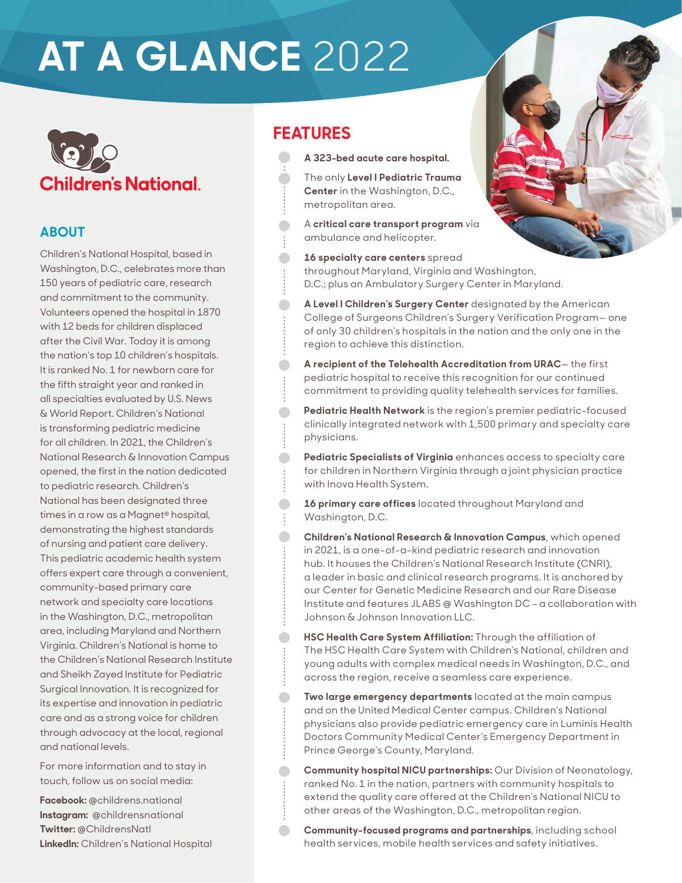# AT A GLANCE 2022

Children's National.

## ABOUT

Children's National Hospital, based in Washington, D.C., celebrates more than 150 years of pediatric care, research and commitment to the community. Volunteers opened the hospital in 1870 with 12 beds for children displaced after the Civil War. Today it is among the nation's top 10 children's hospitals. It is ranked No. 1 for newborn care for the fifth straight year and ranked in all specialties evaluated by U.S. News & World Report. Children's National is transforming pediatric medicine for all children. In 2021, the Children's National Research & Innovation Campus opened, the first in the nation dedicated to pediatric research. Children's National has been designated three times in a row as a Magnet® hospital, demonstrating the highest standards of nursing and patient care delivery. This pediatric academic health system offers expert care through a convenient, community-based primary care network and specialty care locations in the Washington, D.C., metropolitan area, including Maryland and Northern Virginia. Children's National is home to the Children's National Research Institute and Sheikh Zayed Institute for Pediatric Surgical Innovation. It is recognized for its expertise and innovation in pediatric care and as a strong voice for children through advocacy at the local, regional and national levels.

For more information and to stay in touch, follow us on social media:

**Facebook:** @childrens.national
**Instagram:** @childrensnational
**Twitter:** @ChildrensNatl
**LinkedIn:** Children's National Hospital

## FEATURES

- **A 323-bed acute care hospital.**
- The only **Level I Pediatric Trauma Center** in the Washington, D.C., metropolitan area.
- A **critical care transport program** via ambulance and helicopter.
- **16 specialty care centers** spread throughout Maryland, Virginia and Washington, D.C.; plus an Ambulatory Surgery Center in Maryland.
- **A Level I Children's Surgery Center** designated by the American College of Surgeons Children's Surgery Verification Program— one of only 30 children's hospitals in the nation and the only one in the region to achieve this distinction.
- **A recipient of the Telehealth Accreditation from URAC**— the first pediatric hospital to receive this recognition for our continued commitment to providing quality telehealth services for families.
- **Pediatric Health Network** is the region's premier pediatric-focused clinically integrated network with 1,500 primary and specialty care physicians.
- **Pediatric Specialists of Virginia** enhances access to specialty care for children in Northern Virginia through a joint physician practice with Inova Health System.
- **16 primary care offices** located throughout Maryland and Washington, D.C.
- **Children's National Research & Innovation Campus**, which opened in 2021, is a one-of-a-kind pediatric research and innovation hub. It houses the Children's National Research Institute (CNRI), a leader in basic and clinical research programs. It is anchored by our Center for Genetic Medicine Research and our Rare Disease Institute and features JLABS @ Washington DC – a collaboration with Johnson & Johnson Innovation LLC.
- **HSC Health Care System Affiliation:** Through the affiliation of The HSC Health Care System with Children's National, children and young adults with complex medical needs in Washington, D.C., and across the region, receive a seamless care experience.
- **Two large emergency departments** located at the main campus and on the United Medical Center campus. Children's National physicians also provide pediatric emergency care in Luminis Health Doctors Community Medical Center's Emergency Department in Prince George's County, Maryland.
- **Community hospital NICU partnerships:** Our Division of Neonatology, ranked No. 1 in the nation, partners with community hospitals to extend the quality care offered at the Children's National NICU to other areas of the Washington, D.C., metropolitan region.
- **Community-focused programs and partnerships**, including school health services, mobile health services and safety initiatives.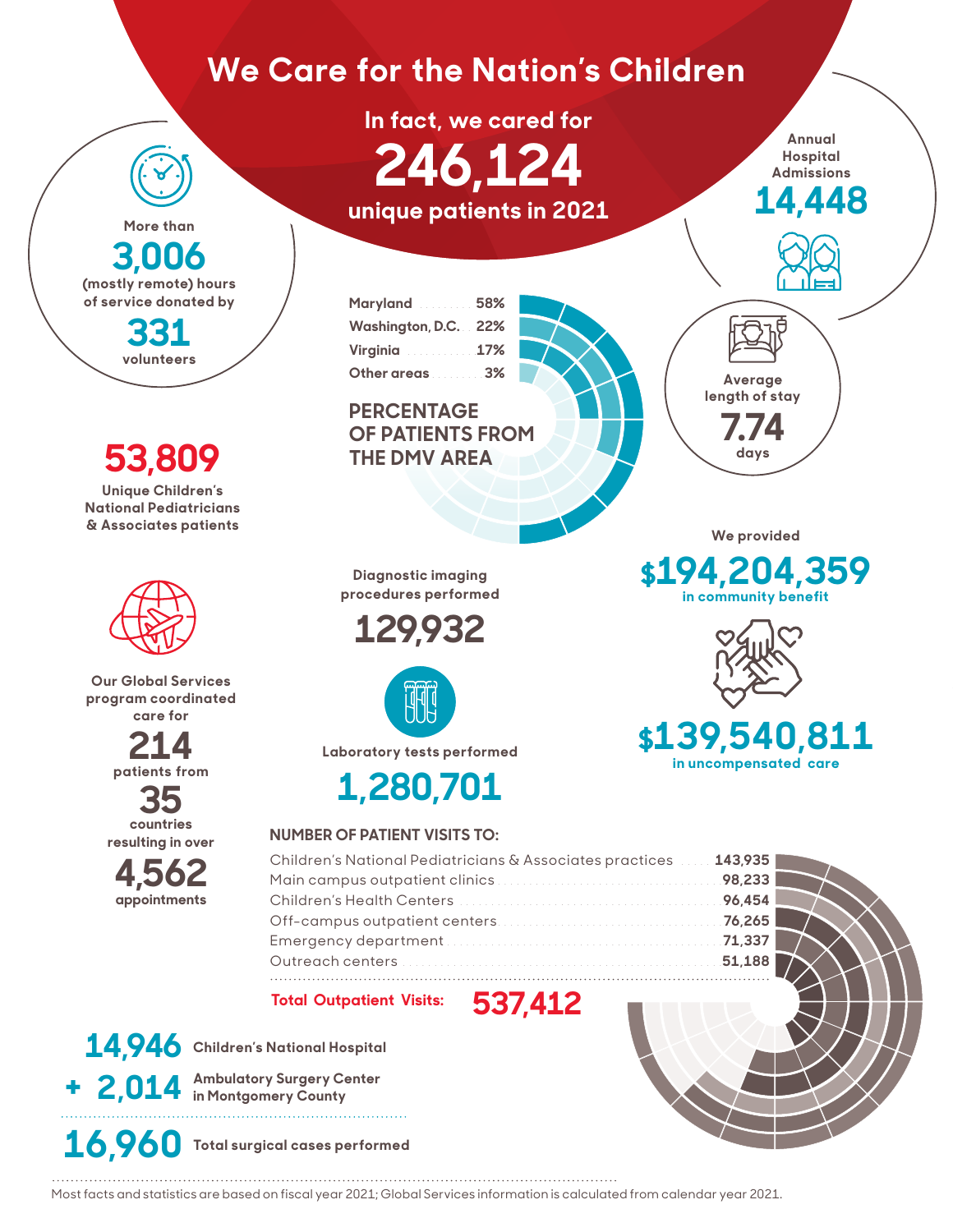# We Care for the Nation's Children

In fact, we cared for

**246,124**

unique patients in 2021

More than

**3,006**

(mostly remote) hours of service donated by

**331**

volunteers

Annual Hospital Admissions

**14,448**

## PERCENTAGE OF PATIENTS FROM THE DMV AREA

| Area | Percentage |
|---|---|
| Maryland | 58% |
| Washington, D.C. | 22% |
| Virginia | 17% |
| Other areas | 3% |

Average length of stay

**7.74** days

**53,809**

Unique Children's National Pediatricians & Associates patients

Diagnostic imaging procedures performed

**129,932**

We provided

**$194,204,359**

in community benefit

Our Global Services program coordinated care for

**214**

patients from

**35**

countries resulting in over

**4,562**

appointments

Laboratory tests performed

**1,280,701**

**$139,540,811**

in uncompensated care

## NUMBER OF PATIENT VISITS TO:

| Location | Visits |
|---|---|
| Children's National Pediatricians & Associates practices | 143,935 |
| Main campus outpatient clinics | 98,233 |
| Children's Health Centers | 96,454 |
| Off-campus outpatient centers | 76,265 |
| Emergency department | 71,337 |
| Outreach centers | 51,188 |

**Total Outpatient Visits: 537,412**

**14,946** Children's National Hospital

**+ 2,014** Ambulatory Surgery Center in Montgomery County

**16,960** Total surgical cases performed

Most facts and statistics are based on fiscal year 2021; Global Services information is calculated from calendar year 2021.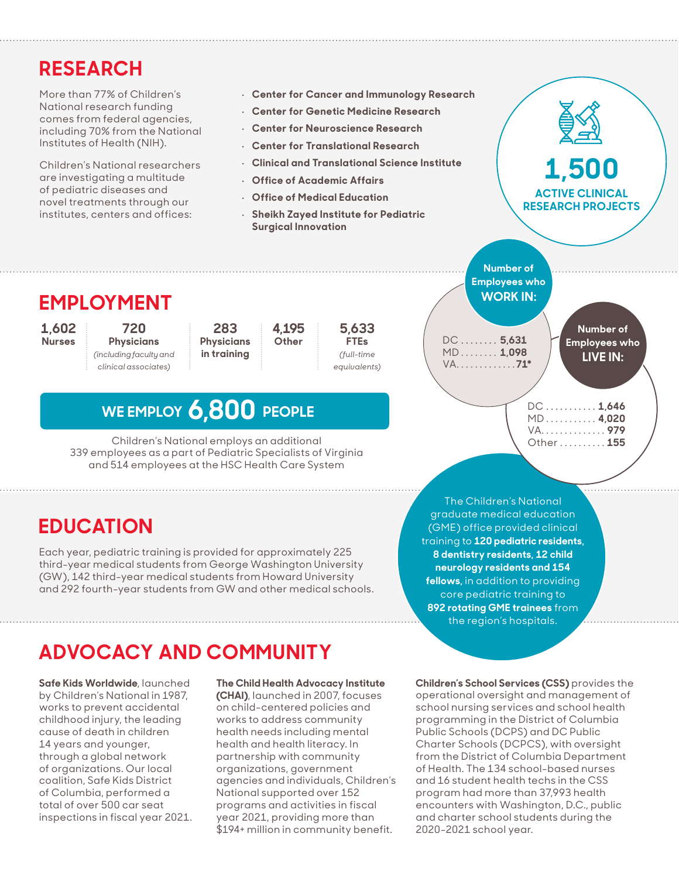## RESEARCH

More than 77% of Children's National research funding comes from federal agencies, including 70% from the National Institutes of Health (NIH).

Children's National researchers are investigating a multitude of pediatric diseases and novel treatments through our institutes, centers and offices:

- **Center for Cancer and Immunology Research**
- **Center for Genetic Medicine Research**
- **Center for Neuroscience Research**
- **Center for Translational Research**
- **Clinical and Translational Science Institute**
- **Office of Academic Affairs**
- **Office of Medical Education**
- **Sheikh Zayed Institute for Pediatric Surgical Innovation**

**1,500**
**ACTIVE CLINICAL RESEARCH PROJECTS**

## EMPLOYMENT

| 1,602 | 720 | 283 | 4,195 | 5,633 |
|---|---|---|---|---|
| Nurses | Physicians *(including faculty and clinical associates)* | Physicians in training | Other | FTEs *(full-time equivalents)* |

**WE EMPLOY 6,800 PEOPLE**

Children's National employs an additional 339 employees as a part of Pediatric Specialists of Virginia and 514 employees at the HSC Health Care System

**Number of Employees who WORK IN:**

- DC ........ **5,631**
- MD ........ **1,098**
- VA............. **71***

**Number of Employees who LIVE IN:**

- DC ........... **1,646**
- MD ........... **4,020**
- VA.............. **979**
- Other .......... **155**

## EDUCATION

Each year, pediatric training is provided for approximately 225 third-year medical students from George Washington University (GW), 142 third-year medical students from Howard University and 292 fourth-year students from GW and other medical schools.

The Children's National graduate medical education (GME) office provided clinical training to **120 pediatric residents, 8 dentistry residents, 12 child neurology residents and 154 fellows,** in addition to providing core pediatric training to **892 rotating GME trainees** from the region's hospitals.

## ADVOCACY AND COMMUNITY

**Safe Kids Worldwide**, launched by Children's National in 1987, works to prevent accidental childhood injury, the leading cause of death in children 14 years and younger, through a global network of organizations. Our local coalition, Safe Kids District of Columbia, performed a total of over 500 car seat inspections in fiscal year 2021.

**The Child Health Advocacy Institute (CHAI)**, launched in 2007, focuses on child-centered policies and works to address community health needs including mental health and health literacy. In partnership with community organizations, government agencies and individuals, Children's National supported over 152 programs and activities in fiscal year 2021, providing more than $194+ million in community benefit.

**Children's School Services (CSS)** provides the operational oversight and management of school nursing services and school health programming in the District of Columbia Public Schools (DCPS) and DC Public Charter Schools (DCPCS), with oversight from the District of Columbia Department of Health. The 134 school-based nurses and 16 student health techs in the CSS program had more than 37,993 health encounters with Washington, D.C., public and charter school students during the 2020-2021 school year.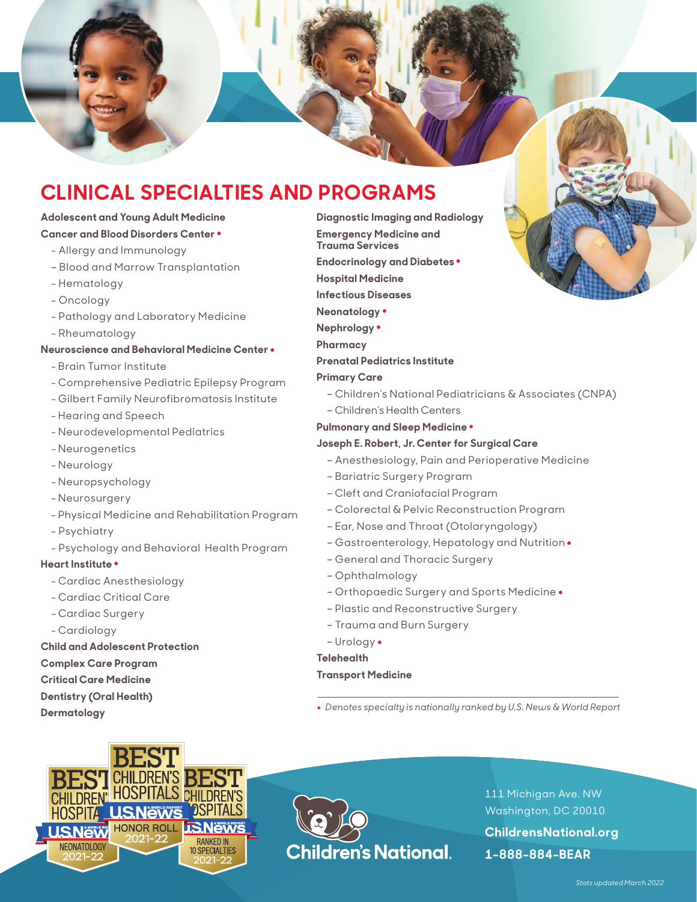# CLINICAL SPECIALTIES AND PROGRAMS

**Adolescent and Young Adult Medicine**

**Cancer and Blood Disorders Center •**

- Allergy and Immunology
- Blood and Marrow Transplantation
- Hematology
- Oncology
- Pathology and Laboratory Medicine
- Rheumatology

**Neuroscience and Behavioral Medicine Center •**

- Brain Tumor Institute
- Comprehensive Pediatric Epilepsy Program
- Gilbert Family Neurofibromatosis Institute
- Hearing and Speech
- Neurodevelopmental Pediatrics
- Neurogenetics
- Neurology
- Neuropsychology
- Neurosurgery
- Physical Medicine and Rehabilitation Program
- Psychiatry
- Psychology and Behavioral Health Program

**Heart Institute •**

- Cardiac Anesthesiology
- Cardiac Critical Care
- Cardiac Surgery
- Cardiology

**Child and Adolescent Protection**

**Complex Care Program**

**Critical Care Medicine**

**Dentistry (Oral Health)**

**Dermatology**

**Diagnostic Imaging and Radiology**

**Emergency Medicine and Trauma Services**

**Endocrinology and Diabetes •**

**Hospital Medicine**

**Infectious Diseases**

**Neonatology •**

**Nephrology •**

**Pharmacy**

**Prenatal Pediatrics Institute**

**Primary Care**

- Children's National Pediatricians & Associates (CNPA)
- Children's Health Centers

**Pulmonary and Sleep Medicine •**

**Joseph E. Robert, Jr. Center for Surgical Care**

- Anesthesiology, Pain and Perioperative Medicine
- Bariatric Surgery Program
- Cleft and Craniofacial Program
- Colorectal & Pelvic Reconstruction Program
- Ear, Nose and Throat (Otolaryngology)
- Gastroenterology, Hepatology and Nutrition •
- General and Thoracic Surgery
- Ophthalmology
- Orthopaedic Surgery and Sports Medicine •
- Plastic and Reconstructive Surgery
- Trauma and Burn Surgery
- Urology •

**Telehealth**

**Transport Medicine**

• *Denotes specialty is nationally ranked by U.S. News & World Report*

BEST CHILDREN'S HOSPITALS U.S.News & WORLD REPORT NEONATOLOGY 2021-22

BEST CHILDREN'S HOSPITALS U.S.News & WORLD REPORT HONOR ROLL 2021-22

BEST CHILDREN'S HOSPITALS U.S.News & WORLD REPORT RANKED IN 10 SPECIALTIES 2021-22

Children's National.

111 Michigan Ave. NW
Washington, DC 20010

**ChildrensNational.org**

**1-888-884-BEAR**

*Stats updated March 2022*